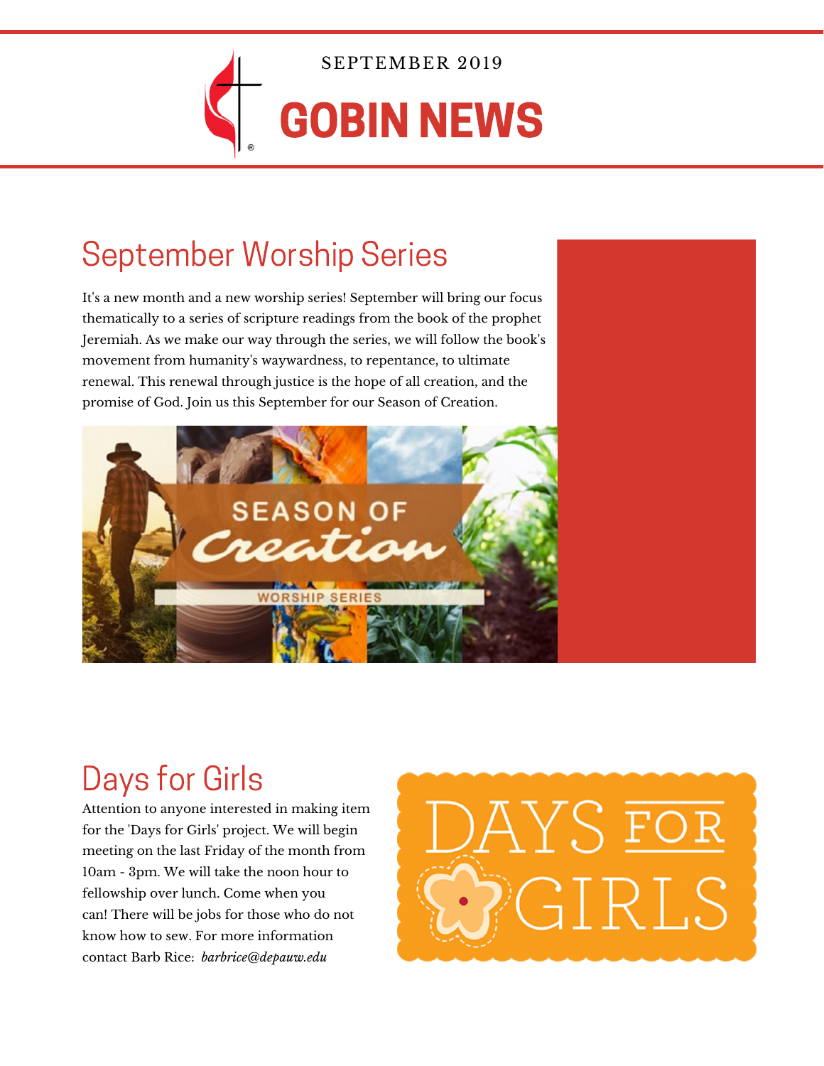SEPTEMBER 2019

# GOBIN NEWS

## September Worship Series

It's a new month and a new worship series! September will bring our focus thematically to a series of scripture readings from the book of the prophet Jeremiah. As we make our way through the series, we will follow the book's movement from humanity's waywardness, to repentance, to ultimate renewal. This renewal through justice is the hope of all creation, and the promise of God. Join us this September for our Season of Creation.

## Days for Girls

Attention to anyone interested in making item for the 'Days for Girls' project. We will begin meeting on the last Friday of the month from 10am - 3pm. We will take the noon hour to fellowship over lunch. Come when you can! There will be jobs for those who do not know how to sew. For more information contact Barb Rice: *barbrice@depauw.edu*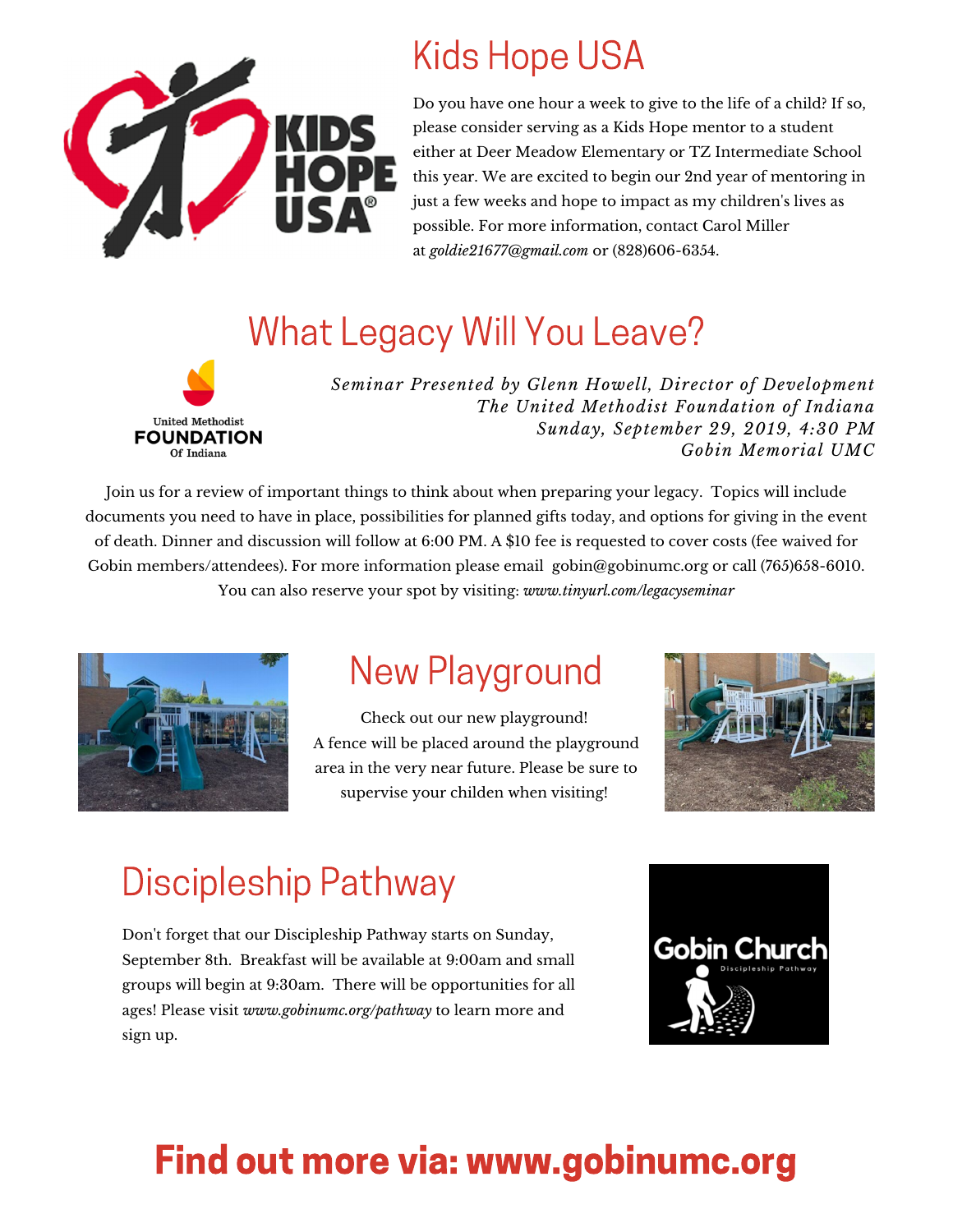## Kids Hope USA

Do you have one hour a week to give to the life of a child? If so, please consider serving as a Kids Hope mentor to a student either at Deer Meadow Elementary or TZ Intermediate School this year. We are excited to begin our 2nd year of mentoring in just a few weeks and hope to impact as my children's lives as possible. For more information, contact Carol Miller at *goldie21677@gmail.com* or (828)606-6354.

## What Legacy Will You Leave?

United Methodist FOUNDATION Of Indiana

*Seminar Presented by Glenn Howell, Director of Development*
*The United Methodist Foundation of Indiana*
*Sunday, September 29, 2019, 4:30 PM*
*Gobin Memorial UMC*

Join us for a review of important things to think about when preparing your legacy. Topics will include documents you need to have in place, possibilities for planned gifts today, and options for giving in the event of death. Dinner and discussion will follow at 6:00 PM. A $10 fee is requested to cover costs (fee waived for Gobin members/attendees). For more information please email gobin@gobinumc.org or call (765)658-6010. You can also reserve your spot by visiting: *www.tinyurl.com/legacyseminar*

## New Playground

Check out our new playground!
A fence will be placed around the playground area in the very near future. Please be sure to supervise your childen when visiting!

## Discipleship Pathway

Don't forget that our Discipleship Pathway starts on Sunday, September 8th. Breakfast will be available at 9:00am and small groups will begin at 9:30am. There will be opportunities for all ages! Please visit *www.gobinumc.org/pathway* to learn more and sign up.

Gobin Church
Discipleship Pathway

# Find out more via: www.gobinumc.org